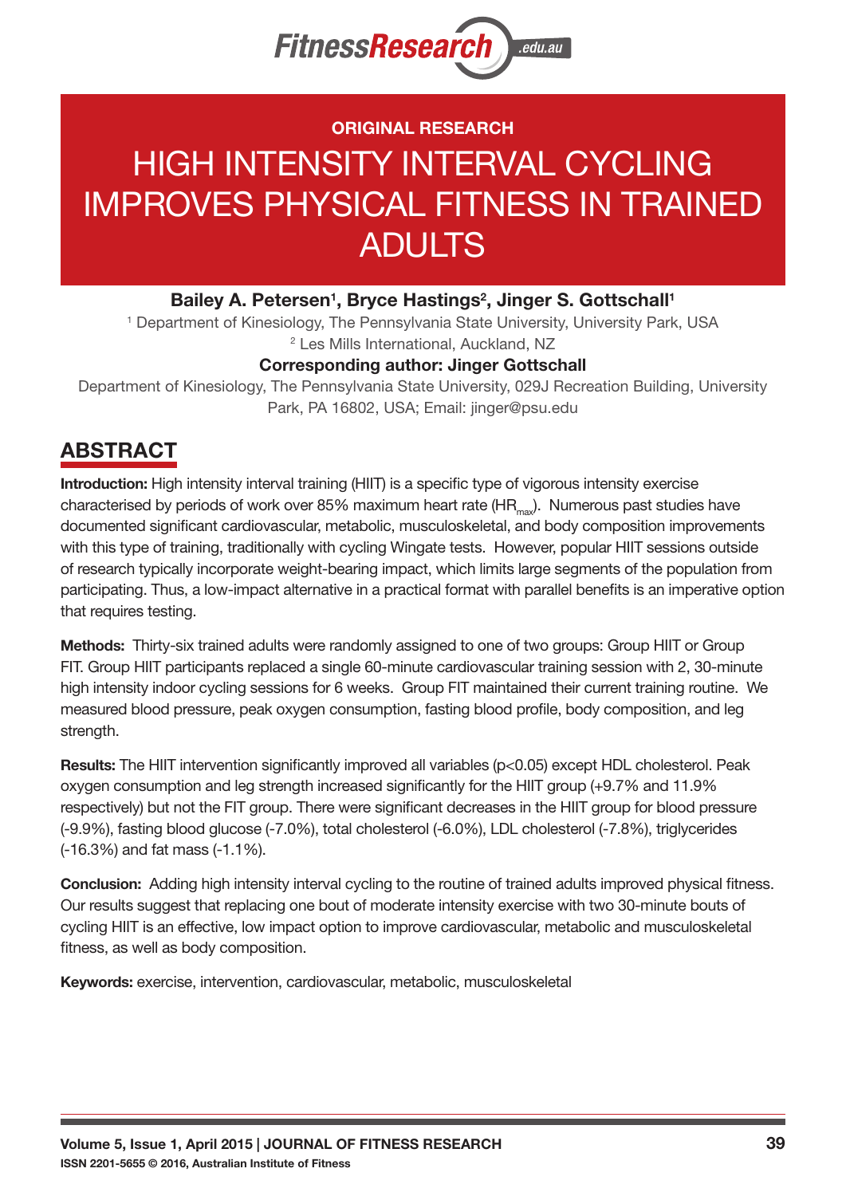ORIGINAL RESEARCH

# HIGH INTENSITY INTERVAL CYCLING IMPROVES PHYSICAL FITNESS IN TRAINED ADULTS

**Bailey A. Petersen[1], Bryce Hastings[2], Jinger S. Gottschall[1]**

[1] Department of Kinesiology, The Pennsylvania State University, University Park, USA
[2] Les Mills International, Auckland, NZ

**Corresponding author: Jinger Gottschall**

Department of Kinesiology, The Pennsylvania State University, 029J Recreation Building, University Park, PA 16802, USA; Email: jinger@psu.edu

## ABSTRACT

**Introduction:** High intensity interval training (HIIT) is a specific type of vigorous intensity exercise characterised by periods of work over 85% maximum heart rate ($HR_{max}$). Numerous past studies have documented significant cardiovascular, metabolic, musculoskeletal, and body composition improvements with this type of training, traditionally with cycling Wingate tests. However, popular HIIT sessions outside of research typically incorporate weight-bearing impact, which limits large segments of the population from participating. Thus, a low-impact alternative in a practical format with parallel benefits is an imperative option that requires testing.

**Methods:** Thirty-six trained adults were randomly assigned to one of two groups: Group HIIT or Group FIT. Group HIIT participants replaced a single 60-minute cardiovascular training session with 2, 30-minute high intensity indoor cycling sessions for 6 weeks. Group FIT maintained their current training routine. We measured blood pressure, peak oxygen consumption, fasting blood profile, body composition, and leg strength.

**Results:** The HIIT intervention significantly improved all variables ($p<0.05$) except HDL cholesterol. Peak oxygen consumption and leg strength increased significantly for the HIIT group (+9.7% and 11.9% respectively) but not the FIT group. There were significant decreases in the HIIT group for blood pressure (-9.9%), fasting blood glucose (-7.0%), total cholesterol (-6.0%), LDL cholesterol (-7.8%), triglycerides (-16.3%) and fat mass (-1.1%).

**Conclusion:** Adding high intensity interval cycling to the routine of trained adults improved physical fitness. Our results suggest that replacing one bout of moderate intensity exercise with two 30-minute bouts of cycling HIIT is an effective, low impact option to improve cardiovascular, metabolic and musculoskeletal fitness, as well as body composition.

**Keywords:** exercise, intervention, cardiovascular, metabolic, musculoskeletal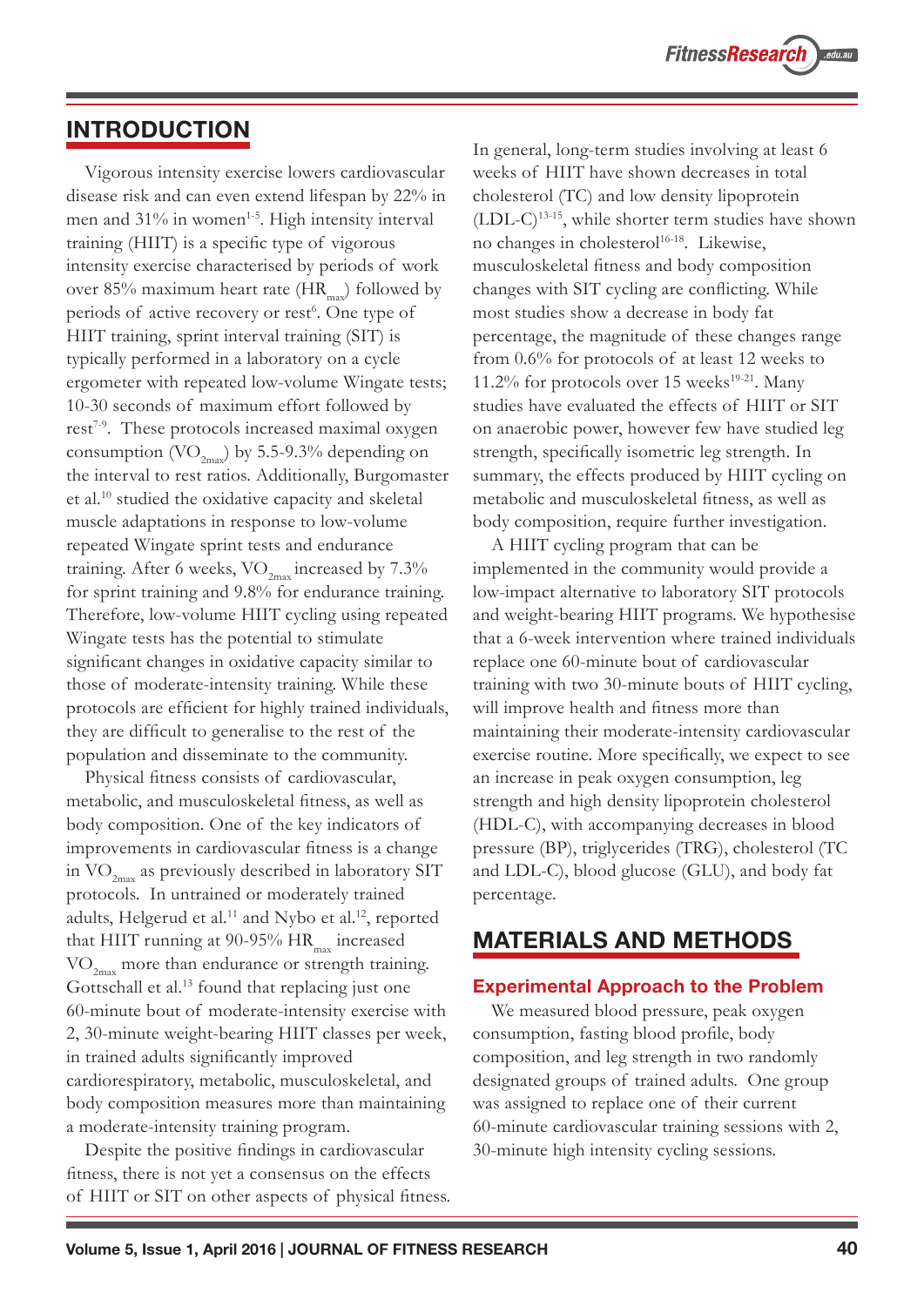## INTRODUCTION

Vigorous intensity exercise lowers cardiovascular disease risk and can even extend lifespan by 22% in men and 31% in women[1-5]. High intensity interval training (HIIT) is a specific type of vigorous intensity exercise characterised by periods of work over 85% maximum heart rate ($HR_{max}$) followed by periods of active recovery or rest[6]. One type of HIIT training, sprint interval training (SIT) is typically performed in a laboratory on a cycle ergometer with repeated low-volume Wingate tests; 10-30 seconds of maximum effort followed by rest[7-9]. These protocols increased maximal oxygen consumption ($VO_{2max}$) by 5.5-9.3% depending on the interval to rest ratios. Additionally, Burgomaster et al.[10] studied the oxidative capacity and skeletal muscle adaptations in response to low-volume repeated Wingate sprint tests and endurance training. After 6 weeks, $VO_{2max}$ increased by 7.3% for sprint training and 9.8% for endurance training. Therefore, low-volume HIIT cycling using repeated Wingate tests has the potential to stimulate significant changes in oxidative capacity similar to those of moderate-intensity training. While these protocols are efficient for highly trained individuals, they are difficult to generalise to the rest of the population and disseminate to the community.

Physical fitness consists of cardiovascular, metabolic, and musculoskeletal fitness, as well as body composition. One of the key indicators of improvements in cardiovascular fitness is a change in $VO_{2max}$ as previously described in laboratory SIT protocols. In untrained or moderately trained adults, Helgerud et al.[11] and Nybo et al.[12], reported that HIIT running at 90-95% $HR_{max}$ increased $VO_{2max}$ more than endurance or strength training. Gottschall et al.[13] found that replacing just one 60-minute bout of moderate-intensity exercise with 2, 30-minute weight-bearing HIIT classes per week, in trained adults significantly improved cardiorespiratory, metabolic, musculoskeletal, and body composition measures more than maintaining a moderate-intensity training program.

Despite the positive findings in cardiovascular fitness, there is not yet a consensus on the effects of HIIT or SIT on other aspects of physical fitness. In general, long-term studies involving at least 6 weeks of HIIT have shown decreases in total cholesterol (TC) and low density lipoprotein (LDL-C)[13-15], while shorter term studies have shown no changes in cholesterol[16-18]. Likewise, musculoskeletal fitness and body composition changes with SIT cycling are conflicting. While most studies show a decrease in body fat percentage, the magnitude of these changes range from 0.6% for protocols of at least 12 weeks to 11.2% for protocols over 15 weeks[19-21]. Many studies have evaluated the effects of HIIT or SIT on anaerobic power, however few have studied leg strength, specifically isometric leg strength. In summary, the effects produced by HIIT cycling on metabolic and musculoskeletal fitness, as well as body composition, require further investigation.

A HIIT cycling program that can be implemented in the community would provide a low-impact alternative to laboratory SIT protocols and weight-bearing HIIT programs. We hypothesise that a 6-week intervention where trained individuals replace one 60-minute bout of cardiovascular training with two 30-minute bouts of HIIT cycling, will improve health and fitness more than maintaining their moderate-intensity cardiovascular exercise routine. More specifically, we expect to see an increase in peak oxygen consumption, leg strength and high density lipoprotein cholesterol (HDL-C), with accompanying decreases in blood pressure (BP), triglycerides (TRG), cholesterol (TC and LDL-C), blood glucose (GLU), and body fat percentage.

## MATERIALS AND METHODS

### Experimental Approach to the Problem

We measured blood pressure, peak oxygen consumption, fasting blood profile, body composition, and leg strength in two randomly designated groups of trained adults. One group was assigned to replace one of their current 60-minute cardiovascular training sessions with 2, 30-minute high intensity cycling sessions.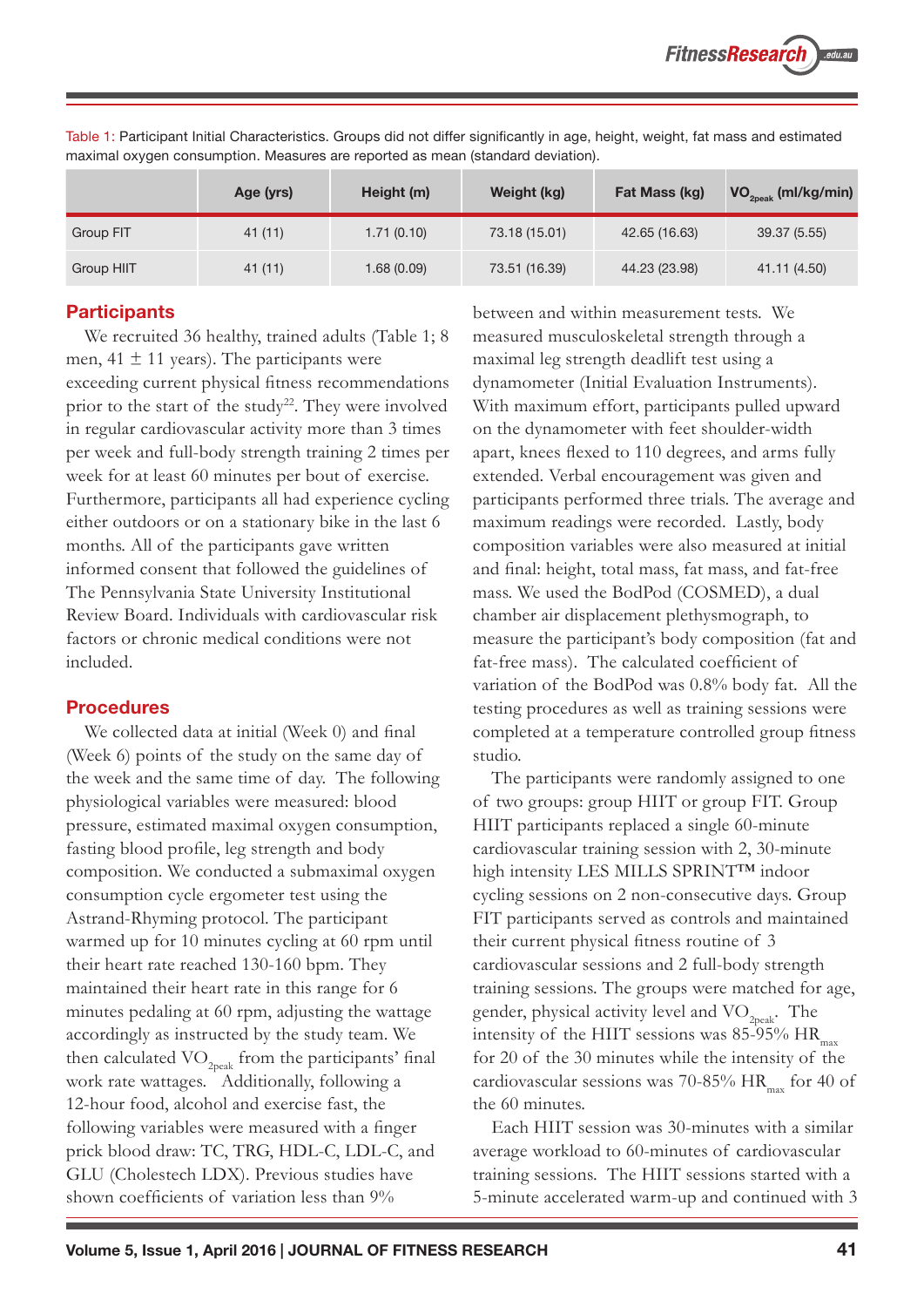Table 1: Participant Initial Characteristics. Groups did not differ significantly in age, height, weight, fat mass and estimated maximal oxygen consumption. Measures are reported as mean (standard deviation).

| | Age (yrs) | Height (m) | Weight (kg) | Fat Mass (kg) | $VO_{2peak}$ (ml/kg/min) |
|---|---|---|---|---|---|
| Group FIT | 41 (11) | 1.71 (0.10) | 73.18 (15.01) | 42.65 (16.63) | 39.37 (5.55) |
| Group HIIT | 41 (11) | 1.68 (0.09) | 73.51 (16.39) | 44.23 (23.98) | 41.11 (4.50) |

## Participants

We recruited 36 healthy, trained adults (Table 1; 8 men, 41 ± 11 years). The participants were exceeding current physical fitness recommendations prior to the start of the study[22]. They were involved in regular cardiovascular activity more than 3 times per week and full-body strength training 2 times per week for at least 60 minutes per bout of exercise. Furthermore, participants all had experience cycling either outdoors or on a stationary bike in the last 6 months. All of the participants gave written informed consent that followed the guidelines of The Pennsylvania State University Institutional Review Board. Individuals with cardiovascular risk factors or chronic medical conditions were not included.

## Procedures

We collected data at initial (Week 0) and final (Week 6) points of the study on the same day of the week and the same time of day. The following physiological variables were measured: blood pressure, estimated maximal oxygen consumption, fasting blood profile, leg strength and body composition. We conducted a submaximal oxygen consumption cycle ergometer test using the Astrand-Rhyming protocol. The participant warmed up for 10 minutes cycling at 60 rpm until their heart rate reached 130-160 bpm. They maintained their heart rate in this range for 6 minutes pedaling at 60 rpm, adjusting the wattage accordingly as instructed by the study team. We then calculated $VO_{2peak}$ from the participants' final work rate wattages. Additionally, following a 12-hour food, alcohol and exercise fast, the following variables were measured with a finger prick blood draw: TC, TRG, HDL-C, LDL-C, and GLU (Cholestech LDX). Previous studies have shown coefficients of variation less than 9% between and within measurement tests. We measured musculoskeletal strength through a maximal leg strength deadlift test using a dynamometer (Initial Evaluation Instruments). With maximum effort, participants pulled upward on the dynamometer with feet shoulder-width apart, knees flexed to 110 degrees, and arms fully extended. Verbal encouragement was given and participants performed three trials. The average and maximum readings were recorded. Lastly, body composition variables were also measured at initial and final: height, total mass, fat mass, and fat-free mass. We used the BodPod (COSMED), a dual chamber air displacement plethysmograph, to measure the participant's body composition (fat and fat-free mass). The calculated coefficient of variation of the BodPod was 0.8% body fat. All the testing procedures as well as training sessions were completed at a temperature controlled group fitness studio.

The participants were randomly assigned to one of two groups: group HIIT or group FIT. Group HIIT participants replaced a single 60-minute cardiovascular training session with 2, 30-minute high intensity LES MILLS SPRINT™ indoor cycling sessions on 2 non-consecutive days. Group FIT participants served as controls and maintained their current physical fitness routine of 3 cardiovascular sessions and 2 full-body strength training sessions. The groups were matched for age, gender, physical activity level and $VO_{2peak}$. The intensity of the HIIT sessions was 85-95% $HR_{max}$ for 20 of the 30 minutes while the intensity of the cardiovascular sessions was 70-85% $HR_{max}$ for 40 of the 60 minutes.

Each HIIT session was 30-minutes with a similar average workload to 60-minutes of cardiovascular training sessions. The HIIT sessions started with a 5-minute accelerated warm-up and continued with 3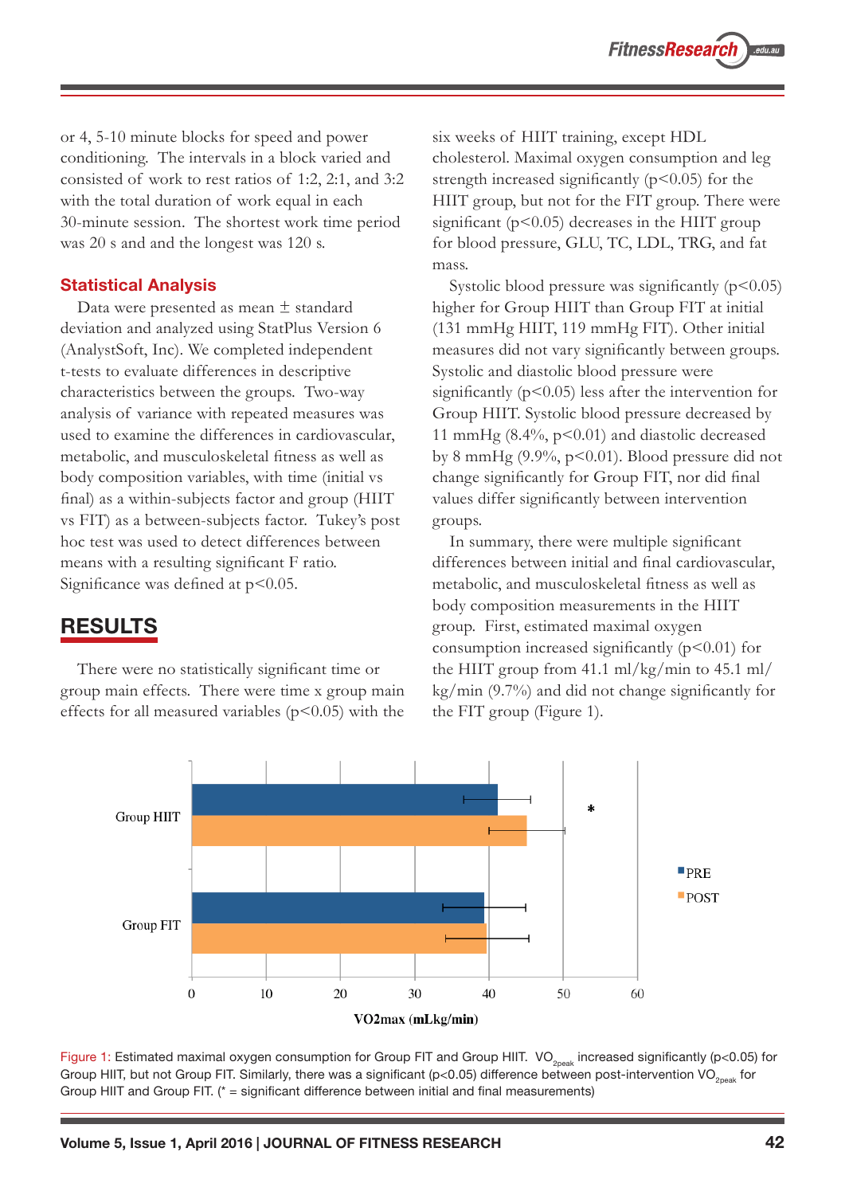or 4, 5-10 minute blocks for speed and power conditioning. The intervals in a block varied and consisted of work to rest ratios of 1:2, 2:1, and 3:2 with the total duration of work equal in each 30-minute session. The shortest work time period was 20 s and and the longest was 120 s.

### Statistical Analysis

Data were presented as mean ± standard deviation and analyzed using StatPlus Version 6 (AnalystSoft, Inc). We completed independent t-tests to evaluate differences in descriptive characteristics between the groups. Two-way analysis of variance with repeated measures was used to examine the differences in cardiovascular, metabolic, and musculoskeletal fitness as well as body composition variables, with time (initial vs final) as a within-subjects factor and group (HIIT vs FIT) as a between-subjects factor. Tukey's post hoc test was used to detect differences between means with a resulting significant F ratio. Significance was defined at $p<0.05$.

## RESULTS

There were no statistically significant time or group main effects. There were time x group main effects for all measured variables ($p<0.05$) with the six weeks of HIIT training, except HDL cholesterol. Maximal oxygen consumption and leg strength increased significantly ($p<0.05$) for the HIIT group, but not for the FIT group. There were significant ($p<0.05$) decreases in the HIIT group for blood pressure, GLU, TC, LDL, TRG, and fat mass.

Systolic blood pressure was significantly ($p<0.05$) higher for Group HIIT than Group FIT at initial (131 mmHg HIIT, 119 mmHg FIT). Other initial measures did not vary significantly between groups. Systolic and diastolic blood pressure were significantly ($p<0.05$) less after the intervention for Group HIIT. Systolic blood pressure decreased by 11 mmHg (8.4%, $p<0.01$) and diastolic decreased by 8 mmHg (9.9%, $p<0.01$). Blood pressure did not change significantly for Group FIT, nor did final values differ significantly between intervention groups.

In summary, there were multiple significant differences between initial and final cardiovascular, metabolic, and musculoskeletal fitness as well as body composition measurements in the HIIT group. First, estimated maximal oxygen consumption increased significantly ($p<0.01$) for the HIIT group from 41.1 ml/kg/min to 45.1 ml/kg/min (9.7%) and did not change significantly for the FIT group (Figure 1).

Figure 1: Estimated maximal oxygen consumption for Group FIT and Group HIIT. $VO_{2peak}$ increased significantly ($p<0.05$) for Group HIIT, but not Group FIT. Similarly, there was a significant ($p<0.05$) difference between post-intervention $VO_{2peak}$ for Group HIIT and Group FIT. (* = significant difference between initial and final measurements)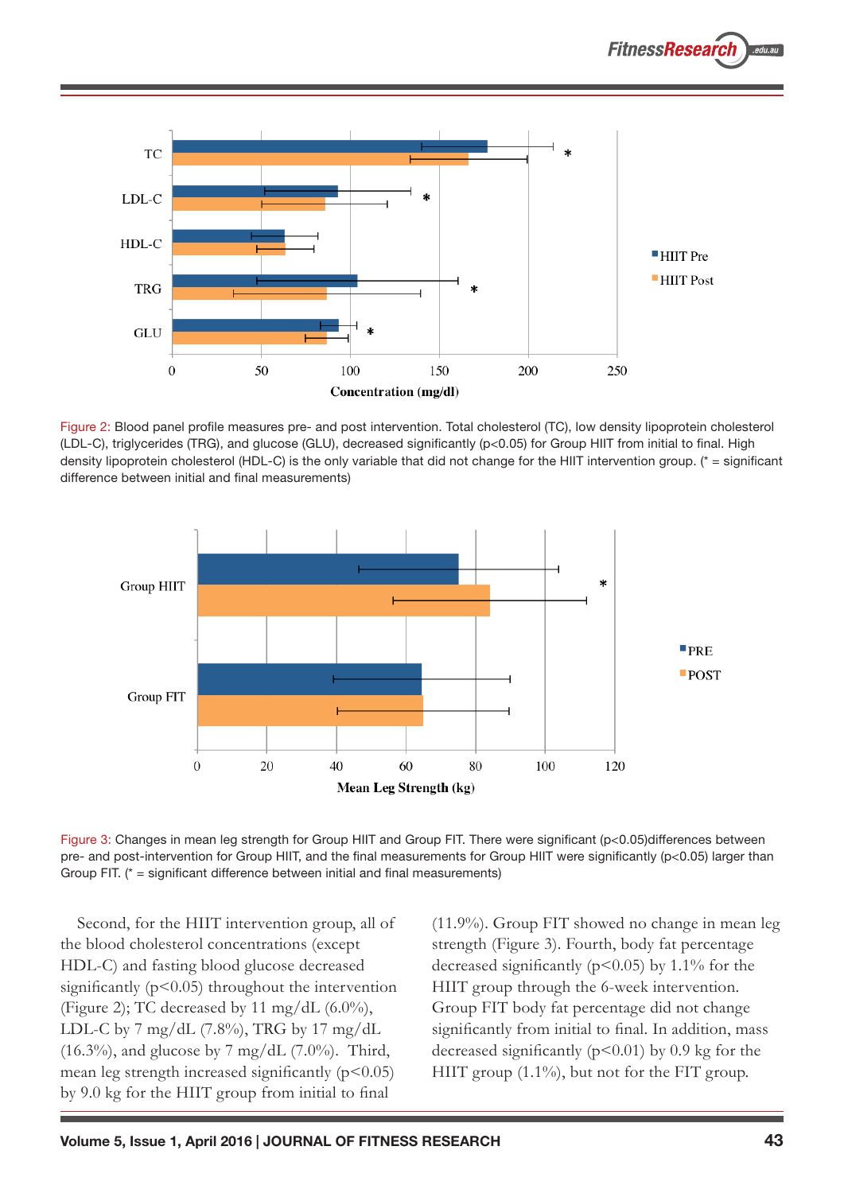Figure 2: Blood panel profile measures pre- and post intervention. Total cholesterol (TC), low density lipoprotein cholesterol (LDL-C), triglycerides (TRG), and glucose (GLU), decreased significantly ($p<0.05$) for Group HIIT from initial to final. High density lipoprotein cholesterol (HDL-C) is the only variable that did not change for the HIIT intervention group. (* = significant difference between initial and final measurements)

Figure 3: Changes in mean leg strength for Group HIIT and Group FIT. There were significant ($p<0.05$)differences between pre- and post-intervention for Group HIIT, and the final measurements for Group HIIT were significantly ($p<0.05$) larger than Group FIT. (* = significant difference between initial and final measurements)

Second, for the HIIT intervention group, all of the blood cholesterol concentrations (except HDL-C) and fasting blood glucose decreased significantly ($p<0.05$) throughout the intervention (Figure 2); TC decreased by 11 mg/dL (6.0%), LDL-C by 7 mg/dL (7.8%), TRG by 17 mg/dL (16.3%), and glucose by 7 mg/dL (7.0%). Third, mean leg strength increased significantly ($p<0.05$) by 9.0 kg for the HIIT group from initial to final (11.9%). Group FIT showed no change in mean leg strength (Figure 3). Fourth, body fat percentage decreased significantly ($p<0.05$) by 1.1% for the HIIT group through the 6-week intervention. Group FIT body fat percentage did not change significantly from initial to final. In addition, mass decreased significantly ($p<0.01$) by 0.9 kg for the HIIT group (1.1%), but not for the FIT group.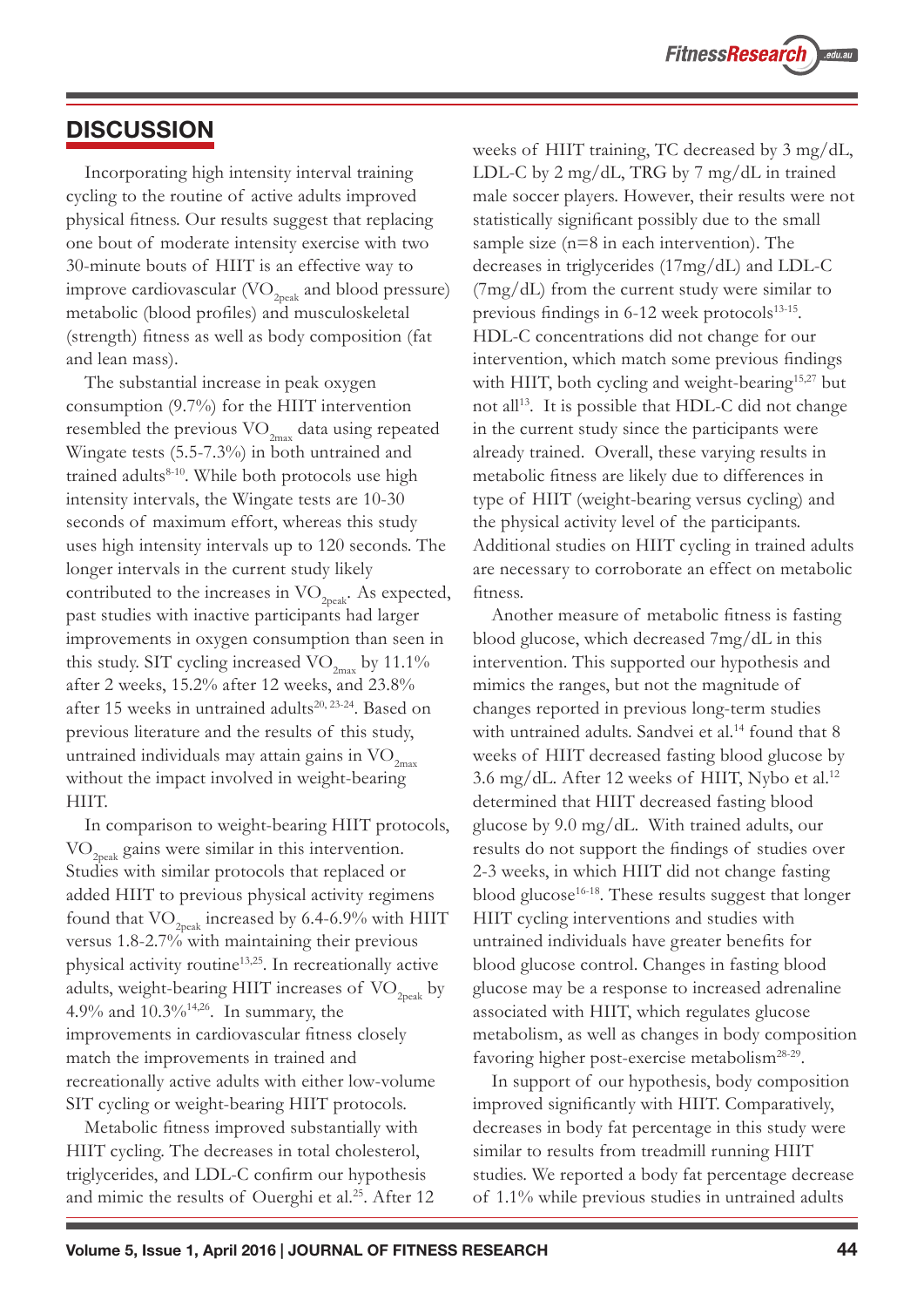## DISCUSSION

Incorporating high intensity interval training cycling to the routine of active adults improved physical fitness. Our results suggest that replacing one bout of moderate intensity exercise with two 30-minute bouts of HIIT is an effective way to improve cardiovascular ($VO_{2peak}$ and blood pressure) metabolic (blood profiles) and musculoskeletal (strength) fitness as well as body composition (fat and lean mass).

The substantial increase in peak oxygen consumption (9.7%) for the HIIT intervention resembled the previous $VO_{2max}$ data using repeated Wingate tests (5.5-7.3%) in both untrained and trained adults[8-10]. While both protocols use high intensity intervals, the Wingate tests are 10-30 seconds of maximum effort, whereas this study uses high intensity intervals up to 120 seconds. The longer intervals in the current study likely contributed to the increases in $VO_{2peak}$. As expected, past studies with inactive participants had larger improvements in oxygen consumption than seen in this study. SIT cycling increased $VO_{2max}$ by 11.1% after 2 weeks, 15.2% after 12 weeks, and 23.8% after 15 weeks in untrained adults[20, 23-24]. Based on previous literature and the results of this study, untrained individuals may attain gains in $VO_{2max}$ without the impact involved in weight-bearing HIIT.

In comparison to weight-bearing HIIT protocols, $VO_{2peak}$ gains were similar in this intervention. Studies with similar protocols that replaced or added HIIT to previous physical activity regimens found that $VO_{2peak}$ increased by 6.4-6.9% with HIIT versus 1.8-2.7% with maintaining their previous physical activity routine[13,25]. In recreationally active adults, weight-bearing HIIT increases of $VO_{2peak}$ by 4.9% and 10.3%[14,26]. In summary, the improvements in cardiovascular fitness closely match the improvements in trained and recreationally active adults with either low-volume SIT cycling or weight-bearing HIIT protocols.

Metabolic fitness improved substantially with HIIT cycling. The decreases in total cholesterol, triglycerides, and LDL-C confirm our hypothesis and mimic the results of Ouerghi et al.[25]. After 12 weeks of HIIT training, TC decreased by 3 mg/dL, LDL-C by 2 mg/dL, TRG by 7 mg/dL in trained male soccer players. However, their results were not statistically significant possibly due to the small sample size (n=8 in each intervention). The decreases in triglycerides (17mg/dL) and LDL-C (7mg/dL) from the current study were similar to previous findings in 6-12 week protocols[13-15]. HDL-C concentrations did not change for our intervention, which match some previous findings with HIIT, both cycling and weight-bearing[15,27] but not all[13]. It is possible that HDL-C did not change in the current study since the participants were already trained. Overall, these varying results in metabolic fitness are likely due to differences in type of HIIT (weight-bearing versus cycling) and the physical activity level of the participants. Additional studies on HIIT cycling in trained adults are necessary to corroborate an effect on metabolic fitness.

Another measure of metabolic fitness is fasting blood glucose, which decreased 7mg/dL in this intervention. This supported our hypothesis and mimics the ranges, but not the magnitude of changes reported in previous long-term studies with untrained adults. Sandvei et al.[14] found that 8 weeks of HIIT decreased fasting blood glucose by 3.6 mg/dL. After 12 weeks of HIIT, Nybo et al.[12] determined that HIIT decreased fasting blood glucose by 9.0 mg/dL. With trained adults, our results do not support the findings of studies over 2-3 weeks, in which HIIT did not change fasting blood glucose[16-18]. These results suggest that longer HIIT cycling interventions and studies with untrained individuals have greater benefits for blood glucose control. Changes in fasting blood glucose may be a response to increased adrenaline associated with HIIT, which regulates glucose metabolism, as well as changes in body composition favoring higher post-exercise metabolism[28-29].

In support of our hypothesis, body composition improved significantly with HIIT. Comparatively, decreases in body fat percentage in this study were similar to results from treadmill running HIIT studies. We reported a body fat percentage decrease of 1.1% while previous studies in untrained adults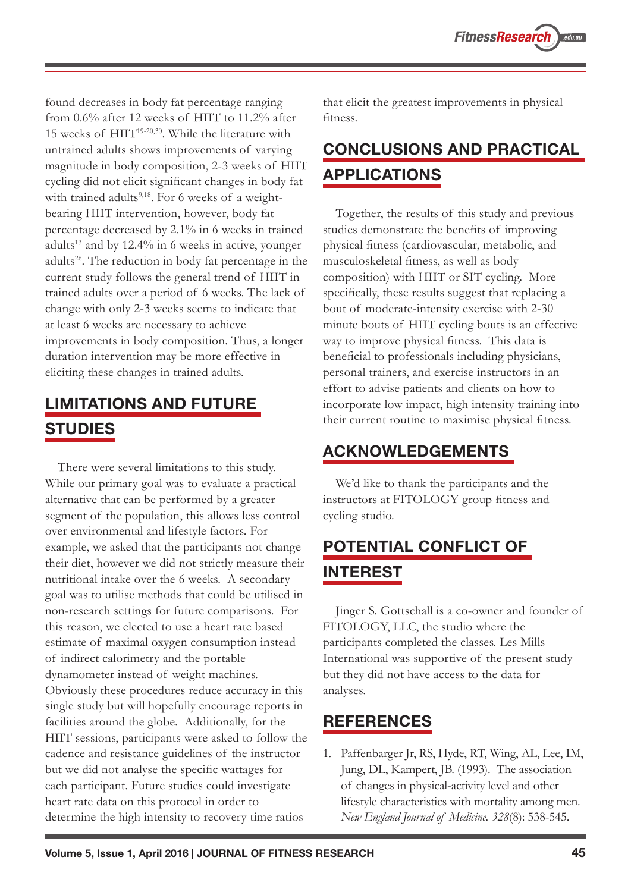found decreases in body fat percentage ranging from 0.6% after 12 weeks of HIIT to 11.2% after 15 weeks of HIIT[19-20,30]. While the literature with untrained adults shows improvements of varying magnitude in body composition, 2-3 weeks of HIIT cycling did not elicit significant changes in body fat with trained adults[9,18]. For 6 weeks of a weight-bearing HIIT intervention, however, body fat percentage decreased by 2.1% in 6 weeks in trained adults[13] and by 12.4% in 6 weeks in active, younger adults[26]. The reduction in body fat percentage in the current study follows the general trend of HIIT in trained adults over a period of 6 weeks. The lack of change with only 2-3 weeks seems to indicate that at least 6 weeks are necessary to achieve improvements in body composition. Thus, a longer duration intervention may be more effective in eliciting these changes in trained adults.

## LIMITATIONS AND FUTURE STUDIES

There were several limitations to this study. While our primary goal was to evaluate a practical alternative that can be performed by a greater segment of the population, this allows less control over environmental and lifestyle factors. For example, we asked that the participants not change their diet, however we did not strictly measure their nutritional intake over the 6 weeks. A secondary goal was to utilise methods that could be utilised in non-research settings for future comparisons. For this reason, we elected to use a heart rate based estimate of maximal oxygen consumption instead of indirect calorimetry and the portable dynamometer instead of weight machines. Obviously these procedures reduce accuracy in this single study but will hopefully encourage reports in facilities around the globe. Additionally, for the HIIT sessions, participants were asked to follow the cadence and resistance guidelines of the instructor but we did not analyse the specific wattages for each participant. Future studies could investigate heart rate data on this protocol in order to determine the high intensity to recovery time ratios that elicit the greatest improvements in physical fitness.

## CONCLUSIONS AND PRACTICAL APPLICATIONS

Together, the results of this study and previous studies demonstrate the benefits of improving physical fitness (cardiovascular, metabolic, and musculoskeletal fitness, as well as body composition) with HIIT or SIT cycling. More specifically, these results suggest that replacing a bout of moderate-intensity exercise with 2-30 minute bouts of HIIT cycling bouts is an effective way to improve physical fitness. This data is beneficial to professionals including physicians, personal trainers, and exercise instructors in an effort to advise patients and clients on how to incorporate low impact, high intensity training into their current routine to maximise physical fitness.

## ACKNOWLEDGEMENTS

We'd like to thank the participants and the instructors at FITOLOGY group fitness and cycling studio.

## POTENTIAL CONFLICT OF INTEREST

Jinger S. Gottschall is a co-owner and founder of FITOLOGY, LLC, the studio where the participants completed the classes. Les Mills International was supportive of the present study but they did not have access to the data for analyses.

## REFERENCES

1. Paffenbarger Jr, RS, Hyde, RT, Wing, AL, Lee, IM, Jung, DL, Kampert, JB. (1993). The association of changes in physical-activity level and other lifestyle characteristics with mortality among men. *New England Journal of Medicine. 328*(8): 538-545.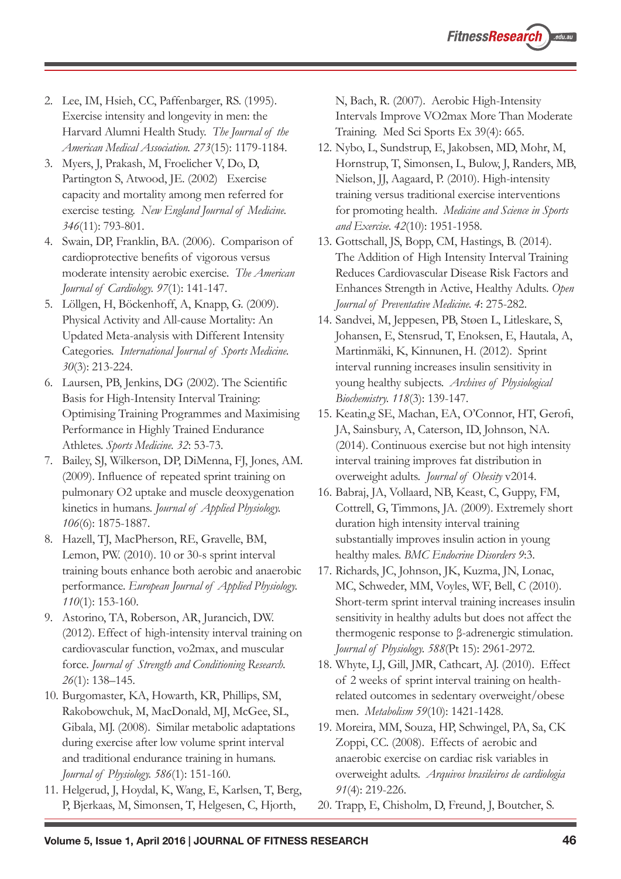2. Lee, IM, Hsieh, CC, Paffenbarger, RS. (1995). Exercise intensity and longevity in men: the Harvard Alumni Health Study. *The Journal of the American Medical Association. 273*(15): 1179-1184.
3. Myers, J, Prakash, M, Froelicher V, Do, D, Partington S, Atwood, JE. (2002) Exercise capacity and mortality among men referred for exercise testing. *New England Journal of Medicine. 346*(11): 793-801.
4. Swain, DP, Franklin, BA. (2006). Comparison of cardioprotective benefits of vigorous versus moderate intensity aerobic exercise. *The American Journal of Cardiology. 97*(1): 141-147.
5. Löllgen, H, Böckenhoff, A, Knapp, G. (2009). Physical Activity and All-cause Mortality: An Updated Meta-analysis with Different Intensity Categories. *International Journal of Sports Medicine. 30*(3): 213-224.
6. Laursen, PB, Jenkins, DG (2002). The Scientific Basis for High-Intensity Interval Training: Optimising Training Programmes and Maximising Performance in Highly Trained Endurance Athletes. *Sports Medicine. 32*: 53-73.
7. Bailey, SJ, Wilkerson, DP, DiMenna, FJ, Jones, AM. (2009). Influence of repeated sprint training on pulmonary O2 uptake and muscle deoxygenation kinetics in humans. *Journal of Applied Physiology. 106*(6): 1875-1887.
8. Hazell, TJ, MacPherson, RE, Gravelle, BM, Lemon, PW. (2010). 10 or 30-s sprint interval training bouts enhance both aerobic and anaerobic performance. *European Journal of Applied Physiology. 110*(1): 153-160.
9. Astorino, TA, Roberson, AR, Jurancich, DW. (2012). Effect of high-intensity interval training on cardiovascular function, vo2max, and muscular force. *Journal of Strength and Conditioning Research. 26*(1): 138–145.
10. Burgomaster, KA, Howarth, KR, Phillips, SM, Rakobowchuk, M, MacDonald, MJ, McGee, SL, Gibala, MJ. (2008). Similar metabolic adaptations during exercise after low volume sprint interval and traditional endurance training in humans. *Journal of Physiology. 586*(1): 151-160.
11. Helgerud, J, Hoydal, K, Wang, E, Karlsen, T, Berg, P, Bjerkaas, M, Simonsen, T, Helgesen, C, Hjorth, N, Bach, R. (2007). Aerobic High-Intensity Intervals Improve VO2max More Than Moderate Training. Med Sci Sports Ex 39(4): 665.
12. Nybo, L, Sundstrup, E, Jakobsen, MD, Mohr, M, Hornstrup, T, Simonsen, L, Bulow, J, Randers, MB, Nielson, JJ, Aagaard, P. (2010). High-intensity training versus traditional exercise interventions for promoting health. *Medicine and Science in Sports and Exercise. 42*(10): 1951-1958.
13. Gottschall, JS, Bopp, CM, Hastings, B. (2014). The Addition of High Intensity Interval Training Reduces Cardiovascular Disease Risk Factors and Enhances Strength in Active, Healthy Adults. *Open Journal of Preventative Medicine. 4*: 275-282.
14. Sandvei, M, Jeppesen, PB, Støen L, Litleskare, S, Johansen, E, Stensrud, T, Enoksen, E, Hautala, A, Martinmäki, K, Kinnunen, H. (2012). Sprint interval running increases insulin sensitivity in young healthy subjects. *Archives of Physiological Biochemistry. 118*(3): 139-147.
15. Keatin,g SE, Machan, EA, O'Connor, HT, Gerofi, JA, Sainsbury, A, Caterson, ID, Johnson, NA. (2014). Continuous exercise but not high intensity interval training improves fat distribution in overweight adults. *Journal of Obesity* v2014.
16. Babraj, JA, Vollaard, NB, Keast, C, Guppy, FM, Cottrell, G, Timmons, JA. (2009). Extremely short duration high intensity interval training substantially improves insulin action in young healthy males. *BMC Endocrine Disorders 9*:3.
17. Richards, JC, Johnson, JK, Kuzma, JN, Lonac, MC, Schweder, MM, Voyles, WF, Bell, C (2010). Short-term sprint interval training increases insulin sensitivity in healthy adults but does not affect the thermogenic response to β-adrenergic stimulation. *Journal of Physiology. 588*(Pt 15): 2961-2972.
18. Whyte, LJ, Gill, JMR, Cathcart, AJ. (2010). Effect of 2 weeks of sprint interval training on health-related outcomes in sedentary overweight/obese men. *Metabolism 59*(10): 1421-1428.
19. Moreira, MM, Souza, HP, Schwingel, PA, Sa, CK Zoppi, CC. (2008). Effects of aerobic and anaerobic exercise on cardiac risk variables in overweight adults. *Arquivos brasileiros de cardiologia 91*(4): 219-226.
20. Trapp, E, Chisholm, D, Freund, J, Boutcher, S.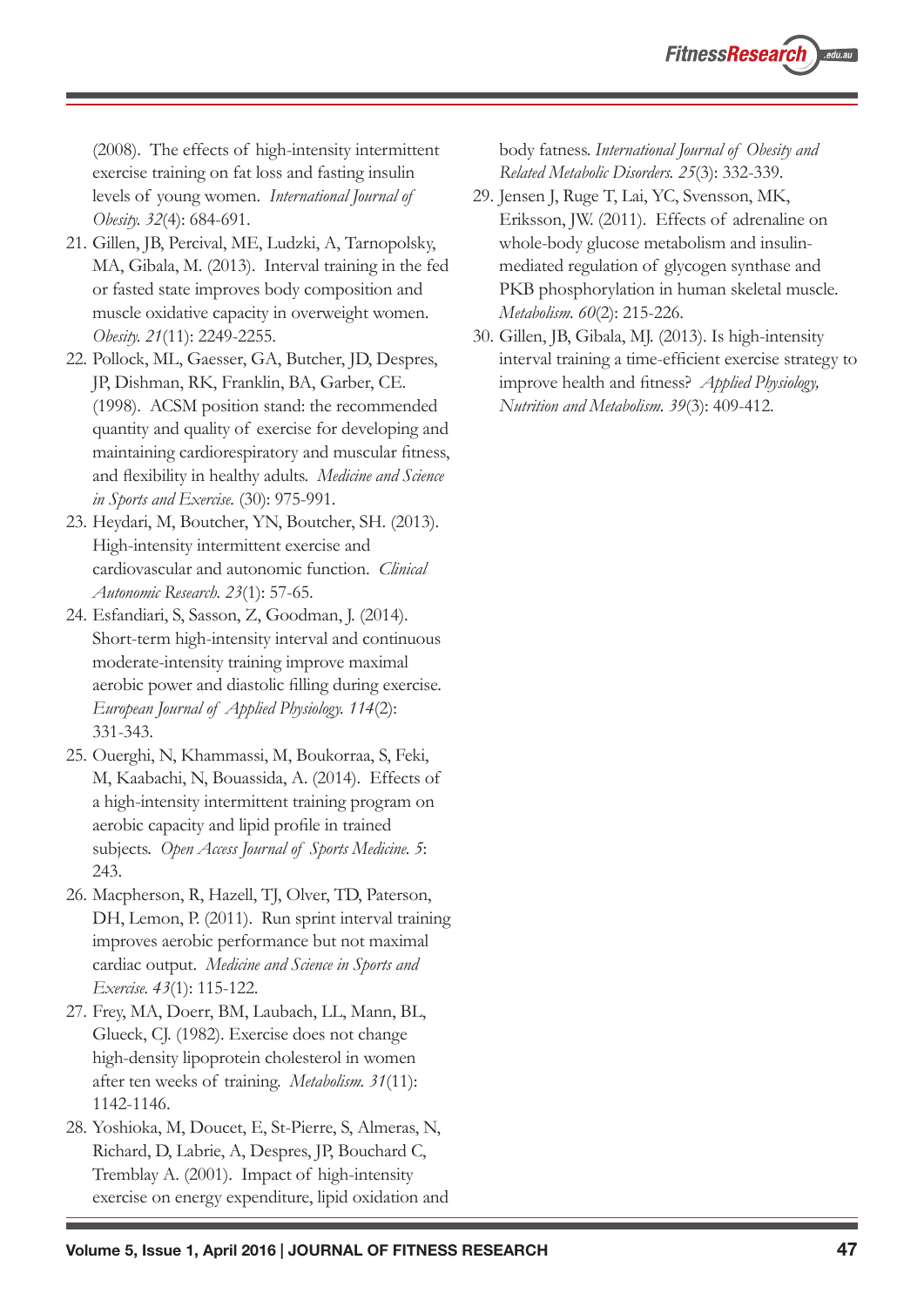(2008). The effects of high-intensity intermittent exercise training on fat loss and fasting insulin levels of young women. *International Journal of Obesity. 32*(4): 684-691.

21. Gillen, JB, Percival, ME, Ludzki, A, Tarnopolsky, MA, Gibala, M. (2013). Interval training in the fed or fasted state improves body composition and muscle oxidative capacity in overweight women. *Obesity. 21*(11): 2249-2255.
22. Pollock, ML, Gaesser, GA, Butcher, JD, Despres, JP, Dishman, RK, Franklin, BA, Garber, CE. (1998). ACSM position stand: the recommended quantity and quality of exercise for developing and maintaining cardiorespiratory and muscular fitness, and flexibility in healthy adults. *Medicine and Science in Sports and Exercise.* (30): 975-991.
23. Heydari, M, Boutcher, YN, Boutcher, SH. (2013). High-intensity intermittent exercise and cardiovascular and autonomic function. *Clinical Autonomic Research. 23*(1): 57-65.
24. Esfandiari, S, Sasson, Z, Goodman, J. (2014). Short-term high-intensity interval and continuous moderate-intensity training improve maximal aerobic power and diastolic filling during exercise. *European Journal of Applied Physiology. 114*(2): 331-343.
25. Ouerghi, N, Khammassi, M, Boukorraa, S, Feki, M, Kaabachi, N, Bouassida, A. (2014). Effects of a high-intensity intermittent training program on aerobic capacity and lipid profile in trained subjects. *Open Access Journal of Sports Medicine. 5*: 243.
26. Macpherson, R, Hazell, TJ, Olver, TD, Paterson, DH, Lemon, P. (2011). Run sprint interval training improves aerobic performance but not maximal cardiac output. *Medicine and Science in Sports and Exercise. 43*(1): 115-122.
27. Frey, MA, Doerr, BM, Laubach, LL, Mann, BL, Glueck, CJ. (1982). Exercise does not change high-density lipoprotein cholesterol in women after ten weeks of training. *Metabolism. 31*(11): 1142-1146.
28. Yoshioka, M, Doucet, E, St-Pierre, S, Almeras, N, Richard, D, Labrie, A, Despres, JP, Bouchard C, Tremblay A. (2001). Impact of high-intensity exercise on energy expenditure, lipid oxidation and body fatness. *International Journal of Obesity and Related Metabolic Disorders. 25*(3): 332-339.
29. Jensen J, Ruge T, Lai, YC, Svensson, MK, Eriksson, JW. (2011). Effects of adrenaline on whole-body glucose metabolism and insulin-mediated regulation of glycogen synthase and PKB phosphorylation in human skeletal muscle. *Metabolism. 60*(2): 215-226.
30. Gillen, JB, Gibala, MJ. (2013). Is high-intensity interval training a time-efficient exercise strategy to improve health and fitness? *Applied Physiology, Nutrition and Metabolism. 39*(3): 409-412.